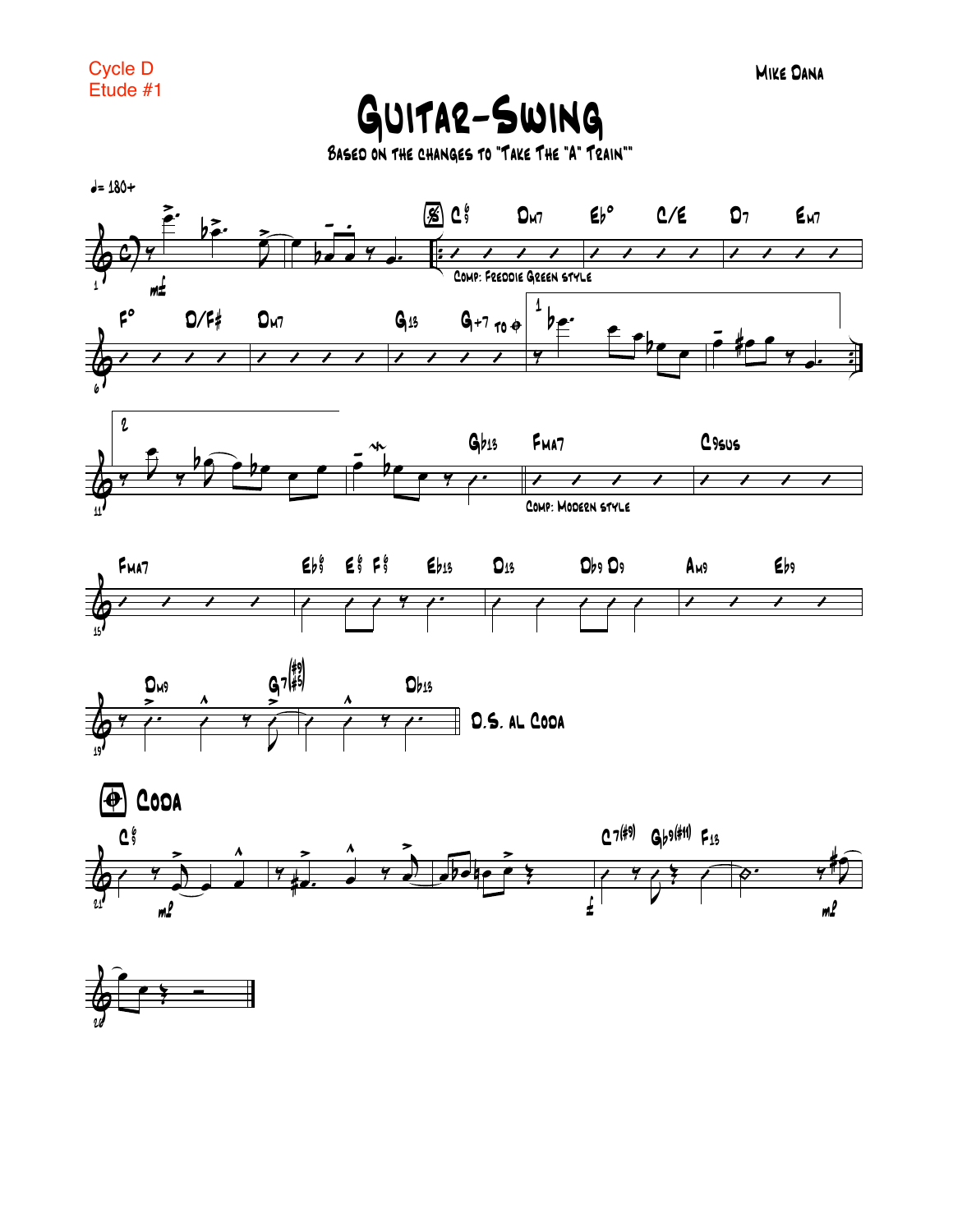Cycle D
Etude #1

Mike Dana

# Guitar-Swing

Based on the changes to "Take The "A" Train""

♩= 180+

C⁶₉ Dm7 E♭° C/E D7 Em7

Comp: Freddie Green style

F° D/F♯ Dm7 G13 G+7 To Coda

G♭13 Fma7 C9sus

Comp: Modern style

Fma7 E♭⁶₉ E⁶₉ F⁶₉ E♭13 D13 D♭9 D9 Am9 E♭9

Dm9 G7(♯9/♯5) D♭13

D.S. al Coda

## Coda

C⁶₉ C7(♯9) G♭9(♯11) F13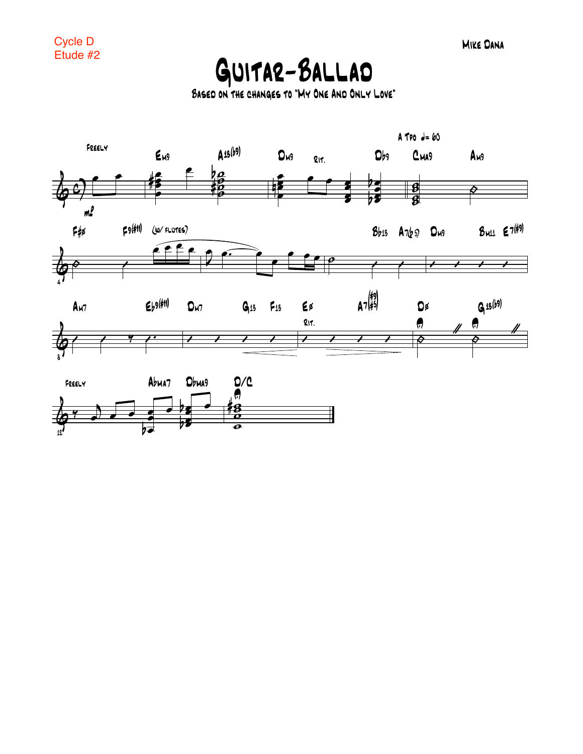Cycle D
Etude #2

Mike Dana

# Guitar-Ballad

Based on the changes to "My One And Only Love"

Freely

A Tpo ♩= 60

Em9 A13(♭9) Dm9 Rit. D♭9 Cma9 Am9

m2

F♯ø F9(♯11) (w/ flutes) B♭13 A7(♭5) Dm9 Bm11 E7(♯9)

Am7 E♭9(♯11) Dm7 G13 F13 Eø A7(♯9/♯5) Dø G13(♭9)

Rit.

Freely A♭ma7 D♭ma9 D/C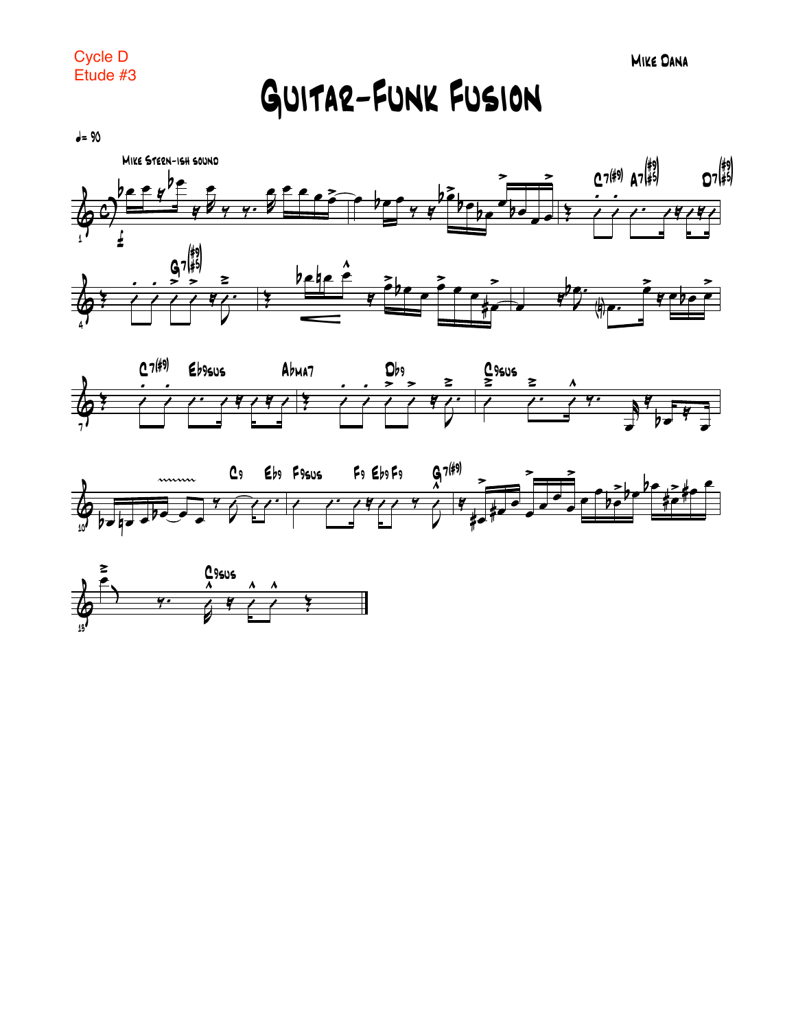Cycle D
Etude #3

Mike Dana

# Guitar-Funk Fusion

♩= 90

Mike Stern-ish sound

C7(#9) A7(#9/#5) D7(#9/#5)

G7(#9/#5)

C7(#9) Eb9sus Abma7 Db9 C9sus

C9 Eb9 F9sus F9 Eb9 F9 G7(#9)

C9sus